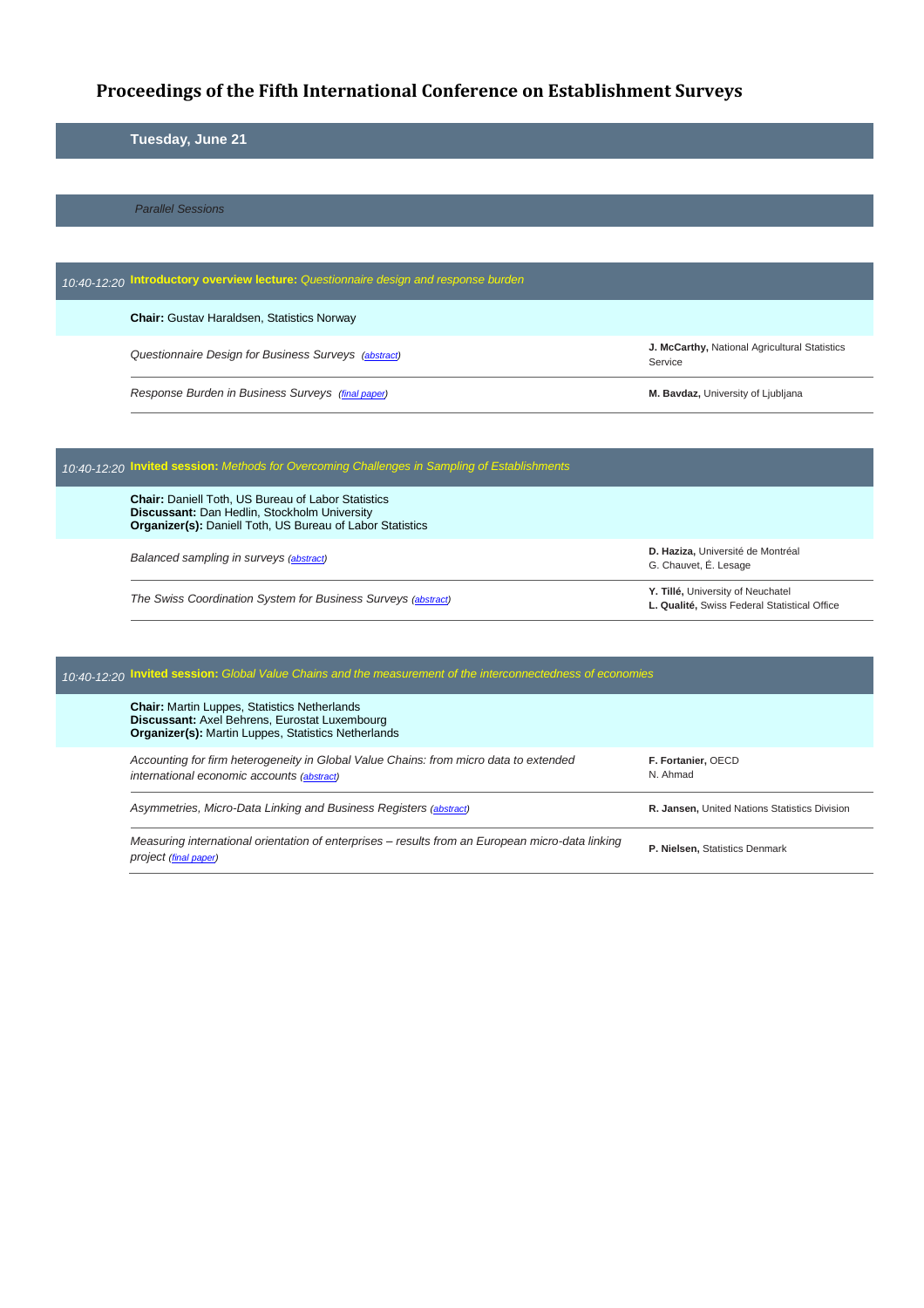# Proceedings of the Fifth International Conference on Establishment Surveys

## Tuesday, June 21

*Parallel Sessions*

### *10:40-12:20* **Introductory overview lecture:** *Questionnaire design and response burden*

**Chair:** Gustav Haraldsen, Statistics Norway

| Paper | Authors |
|---|---|
| *Questionnaire Design for Business Surveys (abstract)* | **J. McCarthy,** National Agricultural Statistics Service |
| *Response Burden in Business Surveys (final paper)* | **M. Bavdaz,** University of Ljubljana |

### *10:40-12:20* **Invited session:** *Methods for Overcoming Challenges in Sampling of Establishments*

**Chair:** Daniell Toth, US Bureau of Labor Statistics
**Discussant:** Dan Hedlin, Stockholm University
**Organizer(s):** Daniell Toth, US Bureau of Labor Statistics

| Paper | Authors |
|---|---|
| *Balanced sampling in surveys (abstract)* | **D. Haziza,** Université de Montréal<br>G. Chauvet, É. Lesage |
| *The Swiss Coordination System for Business Surveys (abstract)* | **Y. Tillé,** University of Neuchatel<br>**L. Qualité,** Swiss Federal Statistical Office |

### *10:40-12:20* **Invited session:** *Global Value Chains and the measurement of the interconnectedness of economies*

**Chair:** Martin Luppes, Statistics Netherlands
**Discussant:** Axel Behrens, Eurostat Luxembourg
**Organizer(s):** Martin Luppes, Statistics Netherlands

| Paper | Authors |
|---|---|
| *Accounting for firm heterogeneity in Global Value Chains: from micro data to extended international economic accounts (abstract)* | **F. Fortanier,** OECD<br>N. Ahmad |
| *Asymmetries, Micro-Data Linking and Business Registers (abstract)* | **R. Jansen,** United Nations Statistics Division |
| *Measuring international orientation of enterprises – results from an European micro-data linking project (final paper)* | **P. Nielsen,** Statistics Denmark |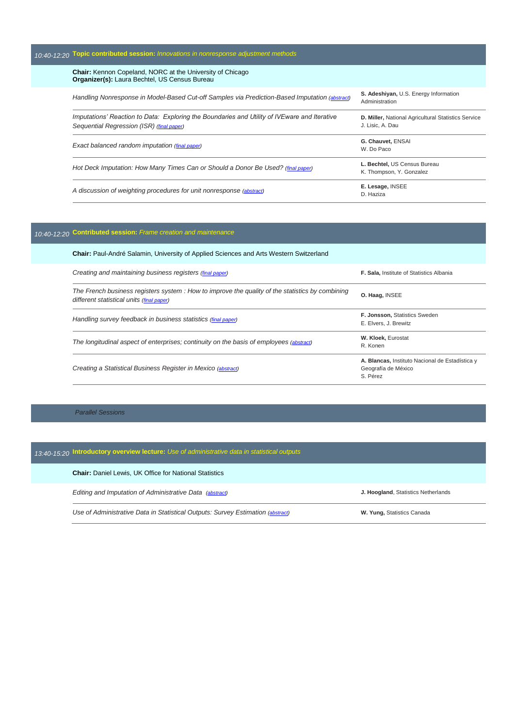## 10:40-12:20 **Topic contributed session:** *Innovations in nonresponse adjustment methods*

**Chair:** Kennon Copeland, NORC at the University of Chicago
**Organizer(s):** Laura Bechtel, US Census Bureau

| Title | Authors |
|---|---|
| *Handling Nonresponse in Model-Based Cut-off Samples via Prediction-Based Imputation (abstract)* | **S. Adeshiyan,** U.S. Energy Information Administration |
| *Imputations' Reaction to Data: Exploring the Boundaries and Utility of IVEware and Iterative Sequential Regression (ISR) (final paper)* | **D. Miller,** National Agricultural Statistics Service J. Lisic, A. Dau |
| *Exact balanced random imputation (final paper)* | **G. Chauvet,** ENSAI W. Do Paco |
| *Hot Deck Imputation: How Many Times Can or Should a Donor Be Used? (final paper)* | **L. Bechtel,** US Census Bureau K. Thompson, Y. Gonzalez |
| *A discussion of weighting procedures for unit nonresponse (abstract)* | **E. Lesage,** INSEE D. Haziza |

## 10:40-12:20 **Contributed session:** *Frame creation and maintenance*

**Chair:** Paul-André Salamin, University of Applied Sciences and Arts Western Switzerland

| Title | Authors |
|---|---|
| *Creating and maintaining business registers (final paper)* | **F. Sala,** Institute of Statistics Albania |
| *The French business registers system : How to improve the quality of the statistics by combining different statistical units (final paper)* | **O. Haag,** INSEE |
| *Handling survey feedback in business statistics (final paper)* | **F. Jonsson,** Statistics Sweden E. Elvers, J. Brewitz |
| *The longitudinal aspect of enterprises; continuity on the basis of employees (abstract)* | **W. Kloek,** Eurostat R. Konen |
| *Creating a Statistical Business Register in Mexico (abstract)* | **A. Blancas,** Instituto Nacional de Estadística y Geografía de México S. Pérez |

*Parallel Sessions*

## 13:40-15:20 **Introductory overview lecture:** *Use of administrative data in statistical outputs*

**Chair:** Daniel Lewis, UK Office for National Statistics

| Title | Authors |
|---|---|
| *Editing and Imputation of Administrative Data (abstract)* | **J. Hoogland**, Statistics Netherlands |
| *Use of Administrative Data in Statistical Outputs: Survey Estimation (abstract)* | **W. Yung,** Statistics Canada |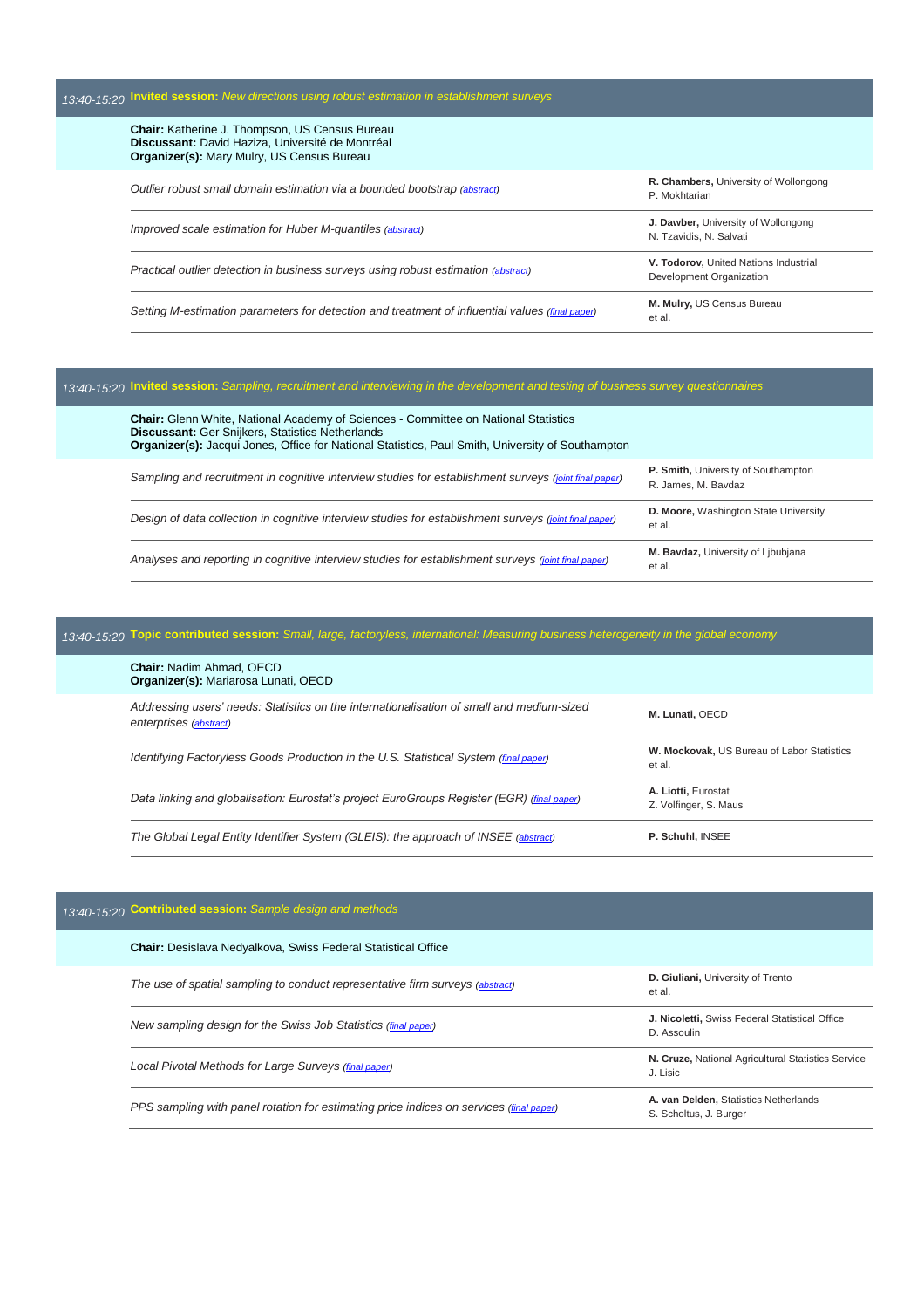## 13:40-15:20 **Invited session:** *New directions using robust estimation in establishment surveys*

**Chair:** Katherine J. Thompson, US Census Bureau
**Discussant:** David Haziza, Université de Montréal
**Organizer(s):** Mary Mulry, US Census Bureau

| Paper | Authors |
|---|---|
| *Outlier robust small domain estimation via a bounded bootstrap* (abstract) | **R. Chambers,** University of Wollongong<br>P. Mokhtarian |
| *Improved scale estimation for Huber M-quantiles* (abstract) | **J. Dawber,** University of Wollongong<br>N. Tzavidis, N. Salvati |
| *Practical outlier detection in business surveys using robust estimation* (abstract) | **V. Todorov,** United Nations Industrial Development Organization |
| *Setting M-estimation parameters for detection and treatment of influential values* (final paper) | **M. Mulry,** US Census Bureau<br>et al. |

## 13:40-15:20 **Invited session:** *Sampling, recruitment and interviewing in the development and testing of business survey questionnaires*

**Chair:** Glenn White, National Academy of Sciences - Committee on National Statistics
**Discussant:** Ger Snijkers, Statistics Netherlands
**Organizer(s):** Jacqui Jones, Office for National Statistics, Paul Smith, University of Southampton

| Paper | Authors |
|---|---|
| *Sampling and recruitment in cognitive interview studies for establishment surveys* (joint final paper) | **P. Smith,** University of Southampton<br>R. James, M. Bavdaz |
| *Design of data collection in cognitive interview studies for establishment surveys* (joint final paper) | **D. Moore,** Washington State University<br>et al. |
| *Analyses and reporting in cognitive interview studies for establishment surveys* (joint final paper) | **M. Bavdaz,** University of Ljbubjana<br>et al. |

## 13:40-15:20 **Topic contributed session:** *Small, large, factoryless, international: Measuring business heterogeneity in the global economy*

**Chair:** Nadim Ahmad, OECD
**Organizer(s):** Mariarosa Lunati, OECD

| Paper | Authors |
|---|---|
| *Addressing users' needs: Statistics on the internationalisation of small and medium-sized enterprises* (abstract) | **M. Lunati,** OECD |
| *Identifying Factoryless Goods Production in the U.S. Statistical System* (final paper) | **W. Mockovak,** US Bureau of Labor Statistics<br>et al. |
| *Data linking and globalisation: Eurostat's project EuroGroups Register (EGR)* (final paper) | **A. Liotti,** Eurostat<br>Z. Volfinger, S. Maus |
| *The Global Legal Entity Identifier System (GLEIS): the approach of INSEE* (abstract) | **P. Schuhl,** INSEE |

## 13:40-15:20 **Contributed session:** *Sample design and methods*

**Chair:** Desislava Nedyalkova, Swiss Federal Statistical Office

| Paper | Authors |
|---|---|
| *The use of spatial sampling to conduct representative firm surveys* (abstract) | **D. Giuliani,** University of Trento<br>et al. |
| *New sampling design for the Swiss Job Statistics* (final paper) | **J. Nicoletti,** Swiss Federal Statistical Office<br>D. Assoulin |
| *Local Pivotal Methods for Large Surveys* (final paper) | **N. Cruze,** National Agricultural Statistics Service<br>J. Lisic |
| *PPS sampling with panel rotation for estimating price indices on services* (final paper) | **A. van Delden,** Statistics Netherlands<br>S. Scholtus, J. Burger |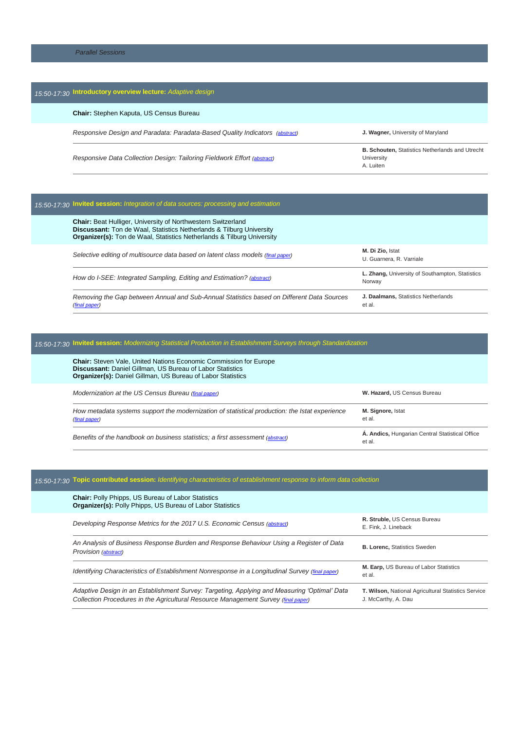*Parallel Sessions*

## *15:50-17:30* **Introductory overview lecture:** *Adaptive design*

**Chair:** Stephen Kaputa, US Census Bureau

| Paper | Authors |
|---|---|
| *Responsive Design and Paradata: Paradata-Based Quality Indicators (abstract)* | **J. Wagner,** University of Maryland |
| *Responsive Data Collection Design: Tailoring Fieldwork Effort (abstract)* | **B. Schouten,** Statistics Netherlands and Utrecht University<br>A. Luiten |

## *15:50-17:30* **Invited session:** *Integration of data sources: processing and estimation*

**Chair:** Beat Hulliger, University of Northwestern Switzerland
**Discussant:** Ton de Waal, Statistics Netherlands & Tilburg University
**Organizer(s):** Ton de Waal, Statistics Netherlands & Tilburg University

| Paper | Authors |
|---|---|
| *Selective editing of multisource data based on latent class models (final paper)* | **M. Di Zio,** Istat<br>U. Guarnera, R. Varriale |
| *How do I-SEE: Integrated Sampling, Editing and Estimation? (abstract)* | **L. Zhang,** University of Southampton, Statistics Norway |
| *Removing the Gap between Annual and Sub-Annual Statistics based on Different Data Sources (final paper)* | **J. Daalmans,** Statistics Netherlands<br>et al. |

## *15:50-17:30* **Invited session:** *Modernizing Statistical Production in Establishment Surveys through Standardization*

**Chair:** Steven Vale, United Nations Economic Commission for Europe
**Discussant:** Daniel Gillman, US Bureau of Labor Statistics
**Organizer(s):** Daniel Gillman, US Bureau of Labor Statistics

| Paper | Authors |
|---|---|
| *Modernization at the US Census Bureau (final paper)* | **W. Hazard,** US Census Bureau |
| *How metadata systems support the modernization of statistical production: the Istat experience (final paper)* | **M. Signore,** Istat<br>et al. |
| *Benefits of the handbook on business statistics; a first assessment (abstract)* | **Á. Andics,** Hungarian Central Statistical Office<br>et al. |

## *15:50-17:30* **Topic contributed session:** *Identifying characteristics of establishment response to inform data collection*

**Chair:** Polly Phipps, US Bureau of Labor Statistics
**Organizer(s):** Polly Phipps, US Bureau of Labor Statistics

| Paper | Authors |
|---|---|
| *Developing Response Metrics for the 2017 U.S. Economic Census (abstract)* | **R. Struble,** US Census Bureau<br>E. Fink, J. Lineback |
| *An Analysis of Business Response Burden and Response Behaviour Using a Register of Data Provision (abstract)* | **B. Lorenc,** Statistics Sweden |
| *Identifying Characteristics of Establishment Nonresponse in a Longitudinal Survey (final paper)* | **M. Earp,** US Bureau of Labor Statistics<br>et al. |
| *Adaptive Design in an Establishment Survey: Targeting, Applying and Measuring 'Optimal' Data Collection Procedures in the Agricultural Resource Management Survey (final paper)* | **T. Wilson,** National Agricultural Statistics Service<br>J. McCarthy, A. Dau |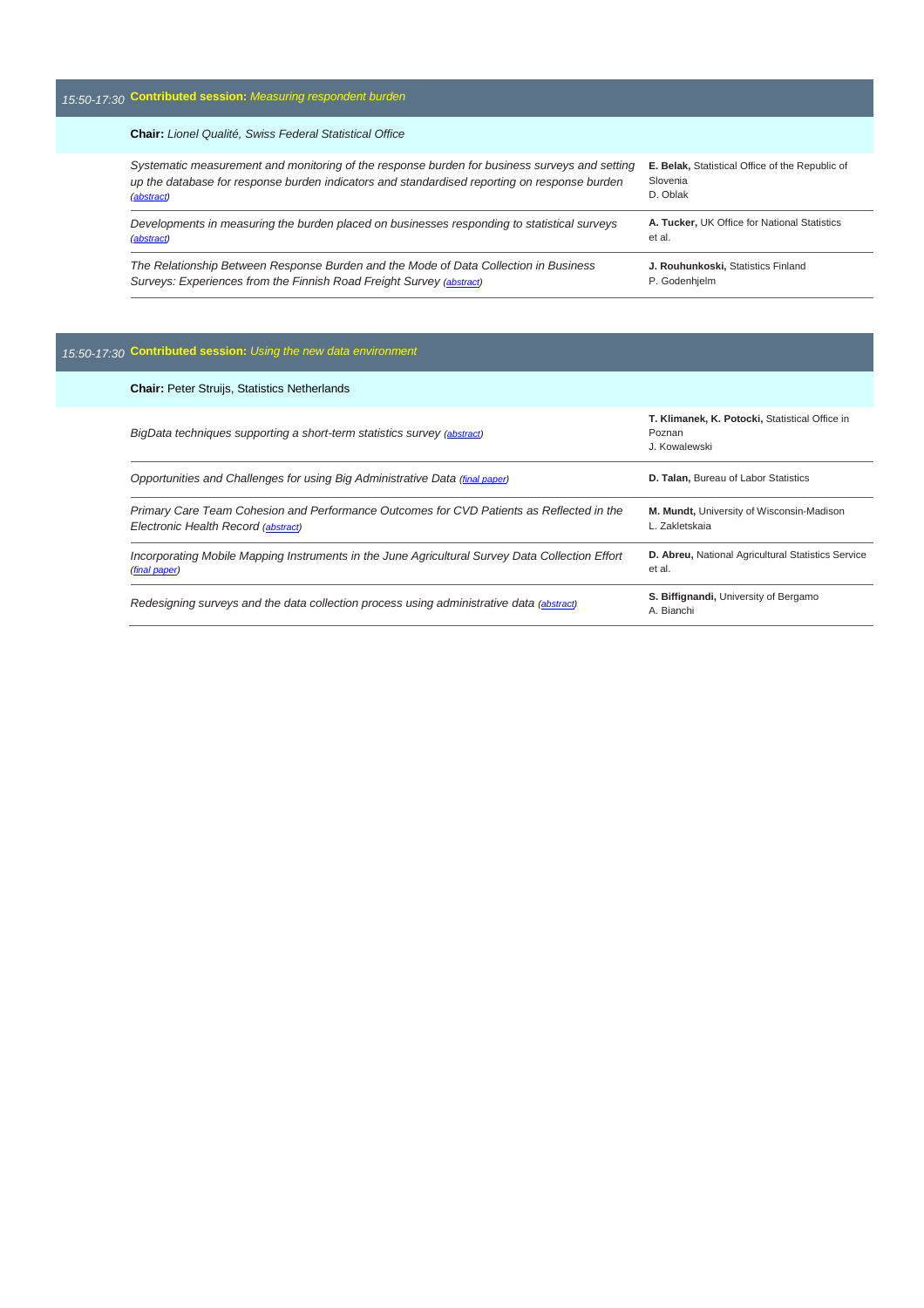## 15:50-17:30 **Contributed session:** *Measuring respondent burden*

**Chair:** *Lionel Qualité, Swiss Federal Statistical Office*

| Paper | Authors |
| --- | --- |
| *Systematic measurement and monitoring of the response burden for business surveys and setting up the database for response burden indicators and standardised reporting on response burden (abstract)* | **E. Belak,** Statistical Office of the Republic of Slovenia<br>D. Oblak |
| *Developments in measuring the burden placed on businesses responding to statistical surveys (abstract)* | **A. Tucker,** UK Office for National Statistics<br>et al. |
| *The Relationship Between Response Burden and the Mode of Data Collection in Business Surveys: Experiences from the Finnish Road Freight Survey (abstract)* | **J. Rouhunkoski,** Statistics Finland<br>P. Godenhjelm |

## 15:50-17:30 **Contributed session:** *Using the new data environment*

**Chair:** Peter Struijs, Statistics Netherlands

| Paper | Authors |
| --- | --- |
| *BigData techniques supporting a short-term statistics survey (abstract)* | **T. Klimanek, K. Potocki,** Statistical Office in Poznan<br>J. Kowalewski |
| *Opportunities and Challenges for using Big Administrative Data (final paper)* | **D. Talan,** Bureau of Labor Statistics |
| *Primary Care Team Cohesion and Performance Outcomes for CVD Patients as Reflected in the Electronic Health Record (abstract)* | **M. Mundt,** University of Wisconsin-Madison<br>L. Zakletskaia |
| *Incorporating Mobile Mapping Instruments in the June Agricultural Survey Data Collection Effort (final paper)* | **D. Abreu,** National Agricultural Statistics Service<br>et al. |
| *Redesigning surveys and the data collection process using administrative data (abstract)* | **S. Biffignandi,** University of Bergamo<br>A. Bianchi |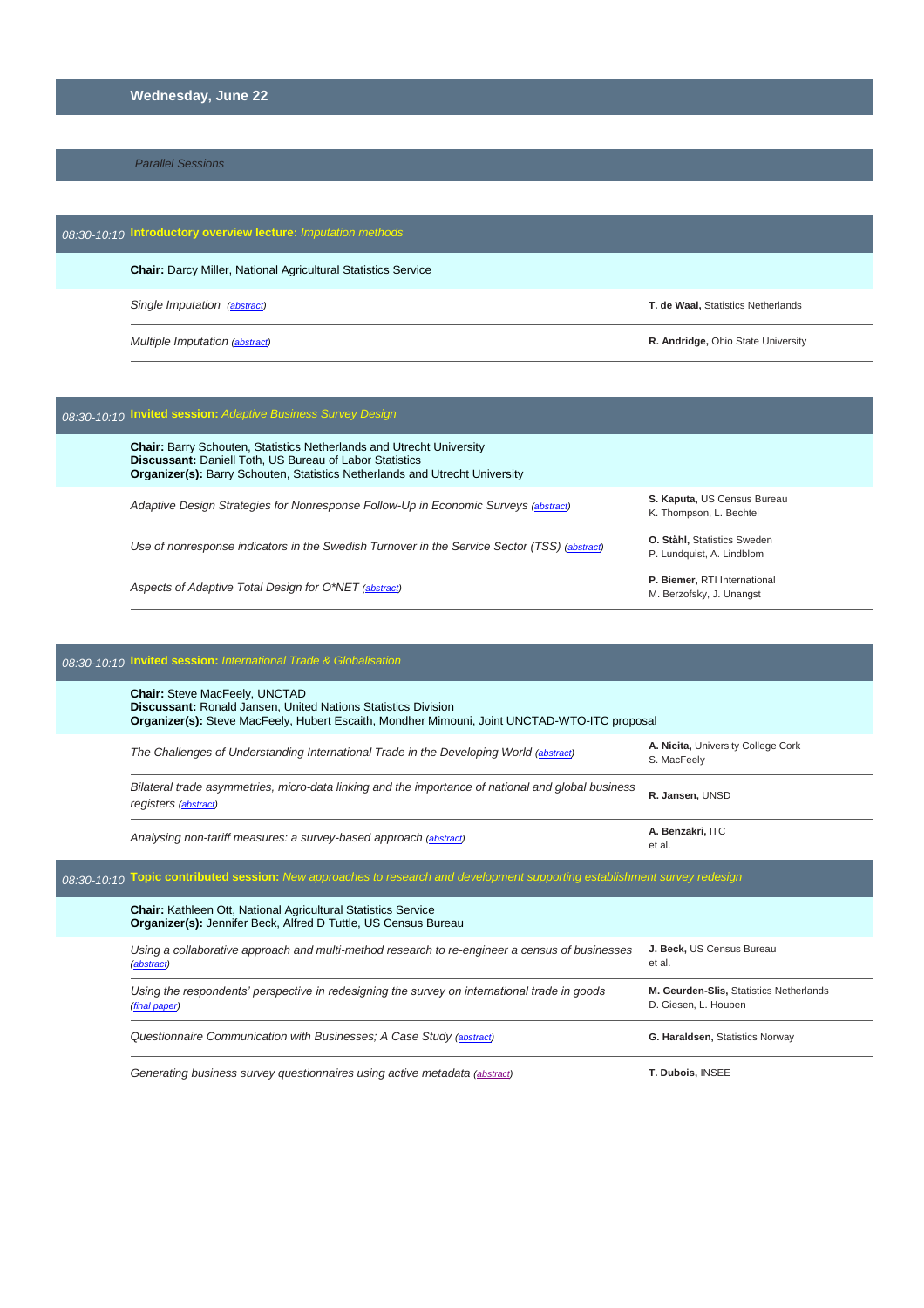## Wednesday, June 22

*Parallel Sessions*

### *08:30-10:10* **Introductory overview lecture:** *Imputation methods*

**Chair:** Darcy Miller, National Agricultural Statistics Service

| | |
|---|---|
| *Single Imputation* (abstract) | **T. de Waal,** Statistics Netherlands |
| *Multiple Imputation* (abstract) | **R. Andridge,** Ohio State University |

### *08:30-10:10* **Invited session:** *Adaptive Business Survey Design*

**Chair:** Barry Schouten, Statistics Netherlands and Utrecht University
**Discussant:** Daniell Toth, US Bureau of Labor Statistics
**Organizer(s):** Barry Schouten, Statistics Netherlands and Utrecht University

| | |
|---|---|
| *Adaptive Design Strategies for Nonresponse Follow-Up in Economic Surveys* (abstract) | **S. Kaputa,** US Census Bureau<br>K. Thompson, L. Bechtel |
| *Use of nonresponse indicators in the Swedish Turnover in the Service Sector (TSS)* (abstract) | **O. Ståhl,** Statistics Sweden<br>P. Lundquist, A. Lindblom |
| *Aspects of Adaptive Total Design for O*NET* (abstract) | **P. Biemer,** RTI International<br>M. Berzofsky, J. Unangst |

### *08:30-10:10* **Invited session:** *International Trade & Globalisation*

**Chair:** Steve MacFeely, UNCTAD
**Discussant:** Ronald Jansen, United Nations Statistics Division
**Organizer(s):** Steve MacFeely, Hubert Escaith, Mondher Mimouni, Joint UNCTAD-WTO-ITC proposal

| | |
|---|---|
| *The Challenges of Understanding International Trade in the Developing World* (abstract) | **A. Nicita,** University College Cork<br>S. MacFeely |
| *Bilateral trade asymmetries, micro-data linking and the importance of national and global business registers* (abstract) | **R. Jansen,** UNSD |
| *Analysing non-tariff measures: a survey-based approach* (abstract) | **A. Benzakri,** ITC<br>et al. |

### *08:30-10:10* **Topic contributed session:** *New approaches to research and development supporting establishment survey redesign*

**Chair:** Kathleen Ott, National Agricultural Statistics Service
**Organizer(s):** Jennifer Beck, Alfred D Tuttle, US Census Bureau

| | |
|---|---|
| *Using a collaborative approach and multi-method research to re-engineer a census of businesses* (abstract) | **J. Beck,** US Census Bureau<br>et al. |
| *Using the respondents' perspective in redesigning the survey on international trade in goods* (final paper) | **M. Geurden-Slis,** Statistics Netherlands<br>D. Giesen, L. Houben |
| *Questionnaire Communication with Businesses; A Case Study* (abstract) | **G. Haraldsen,** Statistics Norway |
| *Generating business survey questionnaires using active metadata* (abstract) | **T. Dubois,** INSEE |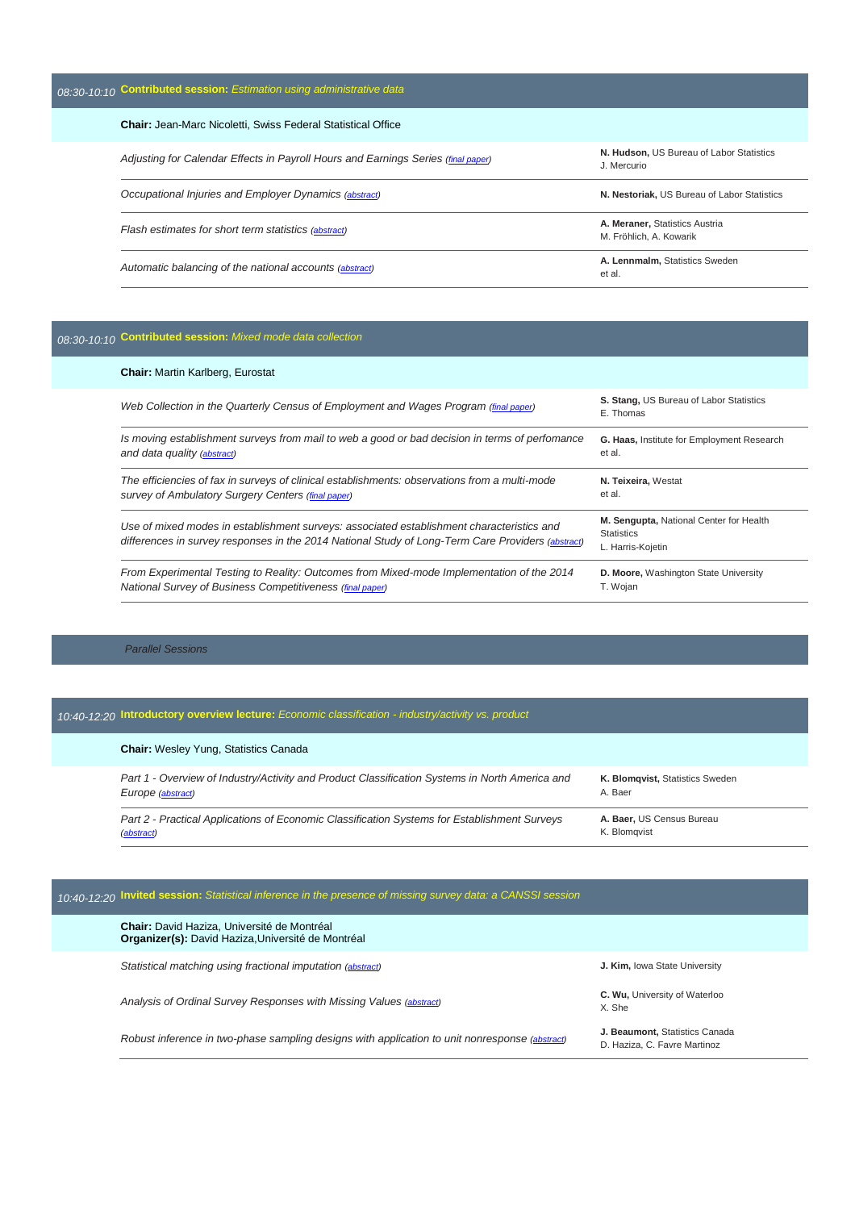## 08:30-10:10 **Contributed session:** *Estimation using administrative data*

**Chair:** Jean-Marc Nicoletti, Swiss Federal Statistical Office

| Paper | Authors |
|---|---|
| *Adjusting for Calendar Effects in Payroll Hours and Earnings Series (final paper)* | **N. Hudson,** US Bureau of Labor Statistics<br>J. Mercurio |
| *Occupational Injuries and Employer Dynamics (abstract)* | **N. Nestoriak,** US Bureau of Labor Statistics |
| *Flash estimates for short term statistics (abstract)* | **A. Meraner,** Statistics Austria<br>M. Fröhlich, A. Kowarik |
| *Automatic balancing of the national accounts (abstract)* | **A. Lennmalm,** Statistics Sweden<br>et al. |

## 08:30-10:10 **Contributed session:** *Mixed mode data collection*

**Chair:** Martin Karlberg, Eurostat

| Paper | Authors |
|---|---|
| *Web Collection in the Quarterly Census of Employment and Wages Program (final paper)* | **S. Stang,** US Bureau of Labor Statistics<br>E. Thomas |
| *Is moving establishment surveys from mail to web a good or bad decision in terms of perfomance and data quality (abstract)* | **G. Haas,** Institute for Employment Research<br>et al. |
| *The efficiencies of fax in surveys of clinical establishments: observations from a multi-mode survey of Ambulatory Surgery Centers (final paper)* | **N. Teixeira,** Westat<br>et al. |
| *Use of mixed modes in establishment surveys: associated establishment characteristics and differences in survey responses in the 2014 National Study of Long-Term Care Providers (abstract)* | **M. Sengupta,** National Center for Health Statistics<br>L. Harris-Kojetin |
| *From Experimental Testing to Reality: Outcomes from Mixed-mode Implementation of the 2014 National Survey of Business Competitiveness (final paper)* | **D. Moore,** Washington State University<br>T. Wojan |

*Parallel Sessions*

## 10:40-12:20 **Introductory overview lecture:** *Economic classification - industry/activity vs. product*

**Chair:** Wesley Yung, Statistics Canada

| Paper | Authors |
|---|---|
| *Part 1 - Overview of Industry/Activity and Product Classification Systems in North America and Europe (abstract)* | **K. Blomqvist,** Statistics Sweden<br>A. Baer |
| *Part 2 - Practical Applications of Economic Classification Systems for Establishment Surveys (abstract)* | **A. Baer,** US Census Bureau<br>K. Blomqvist |

## 10:40-12:20 **Invited session:** *Statistical inference in the presence of missing survey data: a CANSSI session*

**Chair:** David Haziza, Université de Montréal
**Organizer(s):** David Haziza,Université de Montréal

| Paper | Authors |
|---|---|
| *Statistical matching using fractional imputation (abstract)* | **J. Kim,** Iowa State University |
| *Analysis of Ordinal Survey Responses with Missing Values (abstract)* | **C. Wu,** University of Waterloo<br>X. She |
| *Robust inference in two-phase sampling designs with application to unit nonresponse (abstract)* | **J. Beaumont,** Statistics Canada<br>D. Haziza, C. Favre Martinoz |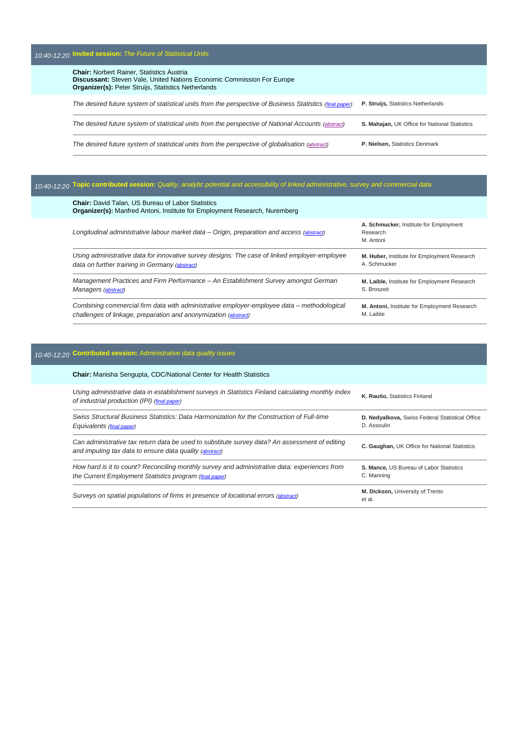## *10:40-12:20* **Invited session:** *The Future of Statistical Units*

**Chair:** Norbert Rainer, Statistics Austria
**Discussant:** Steven Vale, United Nations Economic Commission For Europe
**Organizer(s):** Peter Struijs, Statistics Netherlands

| Paper | Authors |
|---|---|
| *The desired future system of statistical units from the perspective of Business Statistics (final paper)* | **P. Struijs,** Statistics Netherlands |
| *The desired future system of statistical units from the perspective of National Accounts (abstract)* | **S. Mahajan,** UK Office for National Statistics |
| *The desired future system of statistical units from the perspective of globalisation (abstract)* | **P. Nielsen,** Statistics Denmark |

## *10:40-12:20* **Topic contributed session:** *Quality, analytic potential and accessibility of linked administrative, survey and commercial data*

**Chair:** David Talan, US Bureau of Labor Statistics
**Organizer(s):** Manfred Antoni, Institute for Employment Research, Nuremberg

| Paper | Authors |
|---|---|
| *Longitudinal administrative labour market data – Origin, preparation and access (abstract)* | **A. Schmucker,** Institute for Employment Research<br>M. Antoni |
| *Using administrative data for innovative survey designs: The case of linked employer-employee data on further training in Germany (abstract)* | **M. Huber,** Institute for Employment Research<br>A. Schmucker |
| *Management Practices and Firm Performance – An Establishment Survey amongst German Managers (abstract)* | **M. Laible,** Institute for Employment Research<br>S. Broszeit |
| *Combining commercial firm data with administrative employer-employee data – methodological challenges of linkage, preparation and anonymization (abstract)* | **M. Antoni,** Institute for Employment Research<br>M. Laible |

## *10:40-12:20* **Contributed session:** *Administrative data quality issues*

**Chair:** Manisha Sengupta, CDC/National Center for Health Statistics

| Paper | Authors |
|---|---|
| *Using administrative data in establishment surveys in Statistics Finland calculating monthly index of industrial production (IPI) (final paper)* | **K. Rautio,** Statistics Finland |
| *Swiss Structural Business Statistics: Data Harmonization for the Construction of Full-time Equivalents (final paper)* | **D. Nedyalkova,** Swiss Federal Statistical Office<br>D. Assoulin |
| *Can administrative tax return data be used to substitute survey data? An assessment of editing and imputing tax data to ensure data quality (abstract)* | **C. Gaughan,** UK Office for National Statistics |
| *How hard is it to count? Reconciling monthly survey and administrative data: experiences from the Current Employment Statistics program (final paper)* | **S. Mance,** US Bureau of Labor Statistics<br>C. Manning |
| *Surveys on spatial populations of firms in presence of locational errors (abstract)* | **M. Dickson,** University of Trento<br>et al. |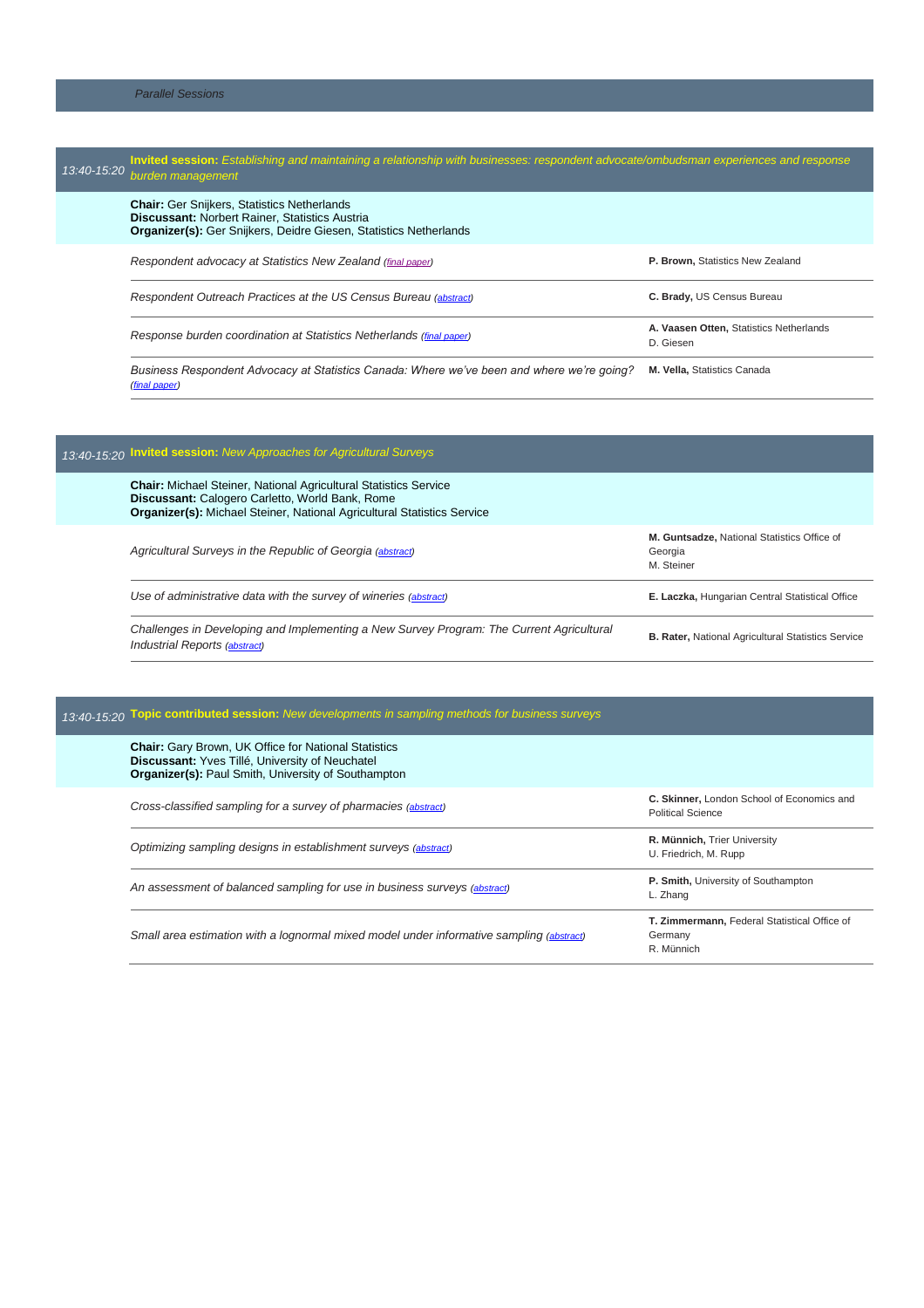*Parallel Sessions*

## 13:40-15:20 **Invited session:** *Establishing and maintaining a relationship with businesses: respondent advocate/ombudsman experiences and response burden management*

**Chair:** Ger Snijkers, Statistics Netherlands
**Discussant:** Norbert Rainer, Statistics Austria
**Organizer(s):** Ger Snijkers, Deidre Giesen, Statistics Netherlands

| Paper | Authors |
|---|---|
| *Respondent advocacy at Statistics New Zealand (final paper)* | **P. Brown,** Statistics New Zealand |
| *Respondent Outreach Practices at the US Census Bureau (abstract)* | **C. Brady,** US Census Bureau |
| *Response burden coordination at Statistics Netherlands (final paper)* | **A. Vaasen Otten,** Statistics Netherlands<br>D. Giesen |
| *Business Respondent Advocacy at Statistics Canada: Where we've been and where we're going? (final paper)* | **M. Vella,** Statistics Canada |

## 13:40-15:20 **Invited session:** *New Approaches for Agricultural Surveys*

**Chair:** Michael Steiner, National Agricultural Statistics Service
**Discussant:** Calogero Carletto, World Bank, Rome
**Organizer(s):** Michael Steiner, National Agricultural Statistics Service

| Paper | Authors |
|---|---|
| *Agricultural Surveys in the Republic of Georgia (abstract)* | **M. Guntsadze,** National Statistics Office of Georgia<br>M. Steiner |
| *Use of administrative data with the survey of wineries (abstract)* | **E. Laczka,** Hungarian Central Statistical Office |
| *Challenges in Developing and Implementing a New Survey Program: The Current Agricultural Industrial Reports (abstract)* | **B. Rater,** National Agricultural Statistics Service |

## 13:40-15:20 **Topic contributed session:** *New developments in sampling methods for business surveys*

**Chair:** Gary Brown, UK Office for National Statistics
**Discussant:** Yves Tillé, University of Neuchatel
**Organizer(s):** Paul Smith, University of Southampton

| Paper | Authors |
|---|---|
| *Cross-classified sampling for a survey of pharmacies (abstract)* | **C. Skinner,** London School of Economics and Political Science |
| *Optimizing sampling designs in establishment surveys (abstract)* | **R. Münnich,** Trier University<br>U. Friedrich, M. Rupp |
| *An assessment of balanced sampling for use in business surveys (abstract)* | **P. Smith,** University of Southampton<br>L. Zhang |
| *Small area estimation with a lognormal mixed model under informative sampling (abstract)* | **T. Zimmermann,** Federal Statistical Office of Germany<br>R. Münnich |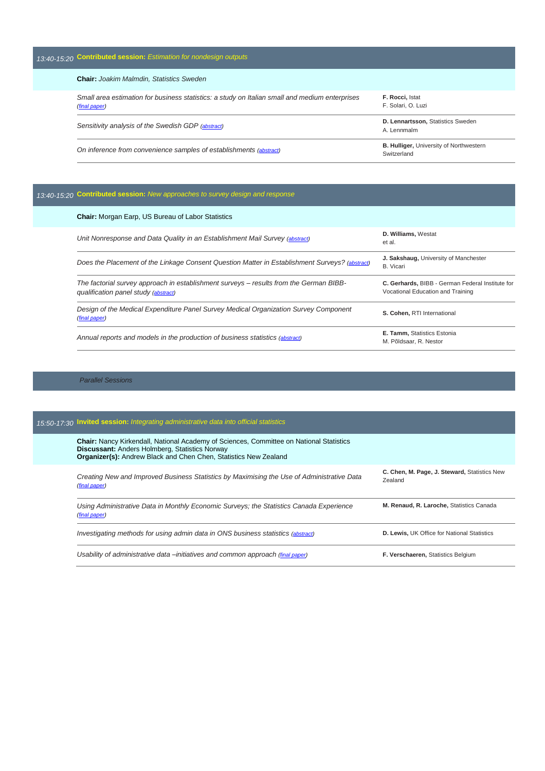## 13:40-15:20 **Contributed session:** *Estimation for nondesign outputs*

**Chair:** *Joakim Malmdin, Statistics Sweden*

| Paper | Authors |
|---|---|
| *Small area estimation for business statistics: a study on Italian small and medium enterprises (final paper)* | **F. Rocci,** Istat<br>F. Solari, O. Luzi |
| *Sensitivity analysis of the Swedish GDP (abstract)* | **D. Lennartsson,** Statistics Sweden<br>A. Lennmalm |
| *On inference from convenience samples of establishments (abstract)* | **B. Hulliger,** University of Northwestern Switzerland |

## 13:40-15:20 **Contributed session:** *New approaches to survey design and response*

**Chair:** Morgan Earp, US Bureau of Labor Statistics

| Paper | Authors |
|---|---|
| *Unit Nonresponse and Data Quality in an Establishment Mail Survey (abstract)* | **D. Williams,** Westat<br>et al. |
| *Does the Placement of the Linkage Consent Question Matter in Establishment Surveys? (abstract)* | **J. Sakshaug,** University of Manchester<br>B. Vicari |
| *The factorial survey approach in establishment surveys – results from the German BIBB-qualification panel study (abstract)* | **C. Gerhards,** BIBB - German Federal Institute for Vocational Education and Training |
| *Design of the Medical Expenditure Panel Survey Medical Organization Survey Component (final paper)* | **S. Cohen,** RTI International |
| *Annual reports and models in the production of business statistics (abstract)* | **E. Tamm,** Statistics Estonia<br>M. Põldsaar, R. Nestor |

*Parallel Sessions*

## 15:50-17:30 **Invited session:** *Integrating administrative data into official statistics*

**Chair:** Nancy Kirkendall, National Academy of Sciences, Committee on National Statistics
**Discussant:** Anders Holmberg, Statistics Norway
**Organizer(s):** Andrew Black and Chen Chen, Statistics New Zealand

| Paper | Authors |
|---|---|
| *Creating New and Improved Business Statistics by Maximising the Use of Administrative Data (final paper)* | **C. Chen, M. Page, J. Steward,** Statistics New Zealand |
| *Using Administrative Data in Monthly Economic Surveys; the Statistics Canada Experience (final paper)* | **M. Renaud, R. Laroche,** Statistics Canada |
| *Investigating methods for using admin data in ONS business statistics (abstract)* | **D. Lewis,** UK Office for National Statistics |
| *Usability of administrative data –initiatives and common approach (final paper)* | **F. Verschaeren,** Statistics Belgium |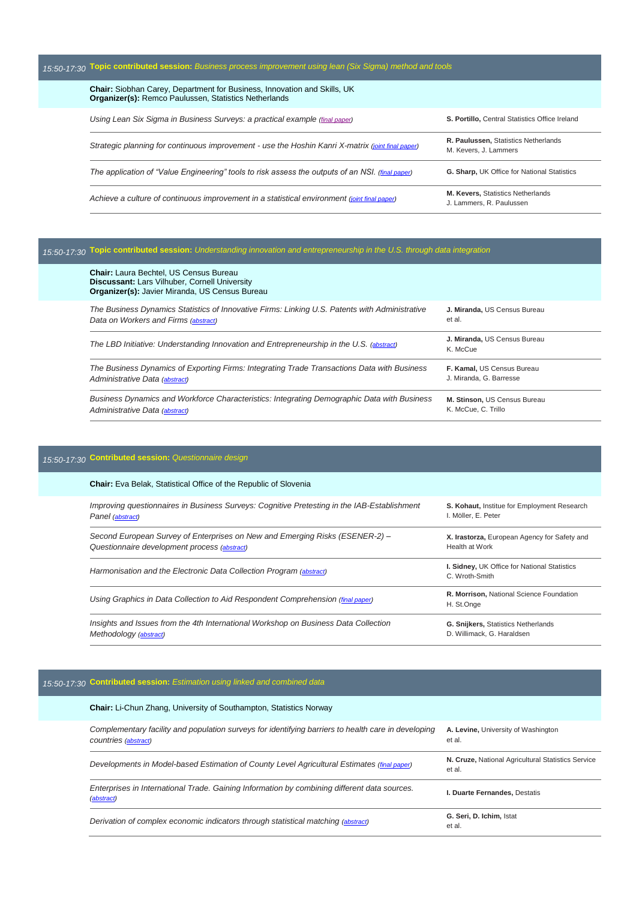## 15:50-17:30 **Topic contributed session:** *Business process improvement using lean (Six Sigma) method and tools*

**Chair:** Siobhan Carey, Department for Business, Innovation and Skills, UK
**Organizer(s):** Remco Paulussen, Statistics Netherlands

| Title | Authors |
|---|---|
| *Using Lean Six Sigma in Business Surveys: a practical example (final paper)* | **S. Portillo,** Central Statistics Office Ireland |
| *Strategic planning for continuous improvement - use the Hoshin Kanri X-matrix (joint final paper)* | **R. Paulussen,** Statistics Netherlands<br>M. Kevers, J. Lammers |
| *The application of "Value Engineering" tools to risk assess the outputs of an NSI. (final paper)* | **G. Sharp,** UK Office for National Statistics |
| *Achieve a culture of continuous improvement in a statistical environment (joint final paper)* | **M. Kevers,** Statistics Netherlands<br>J. Lammers, R. Paulussen |

## 15:50-17:30 **Topic contributed session:** *Understanding innovation and entrepreneurship in the U.S. through data integration*

**Chair:** Laura Bechtel, US Census Bureau
**Discussant:** Lars Vilhuber, Cornell University
**Organizer(s):** Javier Miranda, US Census Bureau

| Title | Authors |
|---|---|
| *The Business Dynamics Statistics of Innovative Firms: Linking U.S. Patents with Administrative Data on Workers and Firms (abstract)* | **J. Miranda,** US Census Bureau<br>et al. |
| *The LBD Initiative: Understanding Innovation and Entrepreneurship in the U.S. (abstract)* | **J. Miranda,** US Census Bureau<br>K. McCue |
| *The Business Dynamics of Exporting Firms: Integrating Trade Transactions Data with Business Administrative Data (abstract)* | **F. Kamal,** US Census Bureau<br>J. Miranda, G. Barresse |
| *Business Dynamics and Workforce Characteristics: Integrating Demographic Data with Business Administrative Data (abstract)* | **M. Stinson,** US Census Bureau<br>K. McCue, C. Trillo |

## 15:50-17:30 **Contributed session:** *Questionnaire design*

**Chair:** Eva Belak, Statistical Office of the Republic of Slovenia

| Title | Authors |
|---|---|
| *Improving questionnaires in Business Surveys: Cognitive Pretesting in the IAB-Establishment Panel (abstract)* | **S. Kohaut,** Institue for Employment Research<br>I. Möller, E. Peter |
| *Second European Survey of Enterprises on New and Emerging Risks (ESENER-2) – Questionnaire development process (abstract)* | **X. Irastorza,** European Agency for Safety and Health at Work |
| *Harmonisation and the Electronic Data Collection Program (abstract)* | **I. Sidney,** UK Office for National Statistics<br>C. Wroth-Smith |
| *Using Graphics in Data Collection to Aid Respondent Comprehension (final paper)* | **R. Morrison,** National Science Foundation<br>H. St.Onge |
| *Insights and Issues from the 4th International Workshop on Business Data Collection Methodology (abstract)* | **G. Snijkers,** Statistics Netherlands<br>D. Willimack, G. Haraldsen |

## 15:50-17:30 **Contributed session:** *Estimation using linked and combined data*

**Chair:** Li-Chun Zhang, University of Southampton, Statistics Norway

| Title | Authors |
|---|---|
| *Complementary facility and population surveys for identifying barriers to health care in developing countries (abstract)* | **A. Levine,** University of Washington<br>et al. |
| *Developments in Model-based Estimation of County Level Agricultural Estimates (final paper)* | **N. Cruze,** National Agricultural Statistics Service<br>et al. |
| *Enterprises in International Trade. Gaining Information by combining different data sources. (abstract)* | **I. Duarte Fernandes,** Destatis |
| *Derivation of complex economic indicators through statistical matching (abstract)* | **G. Seri, D. Ichim,** Istat<br>et al. |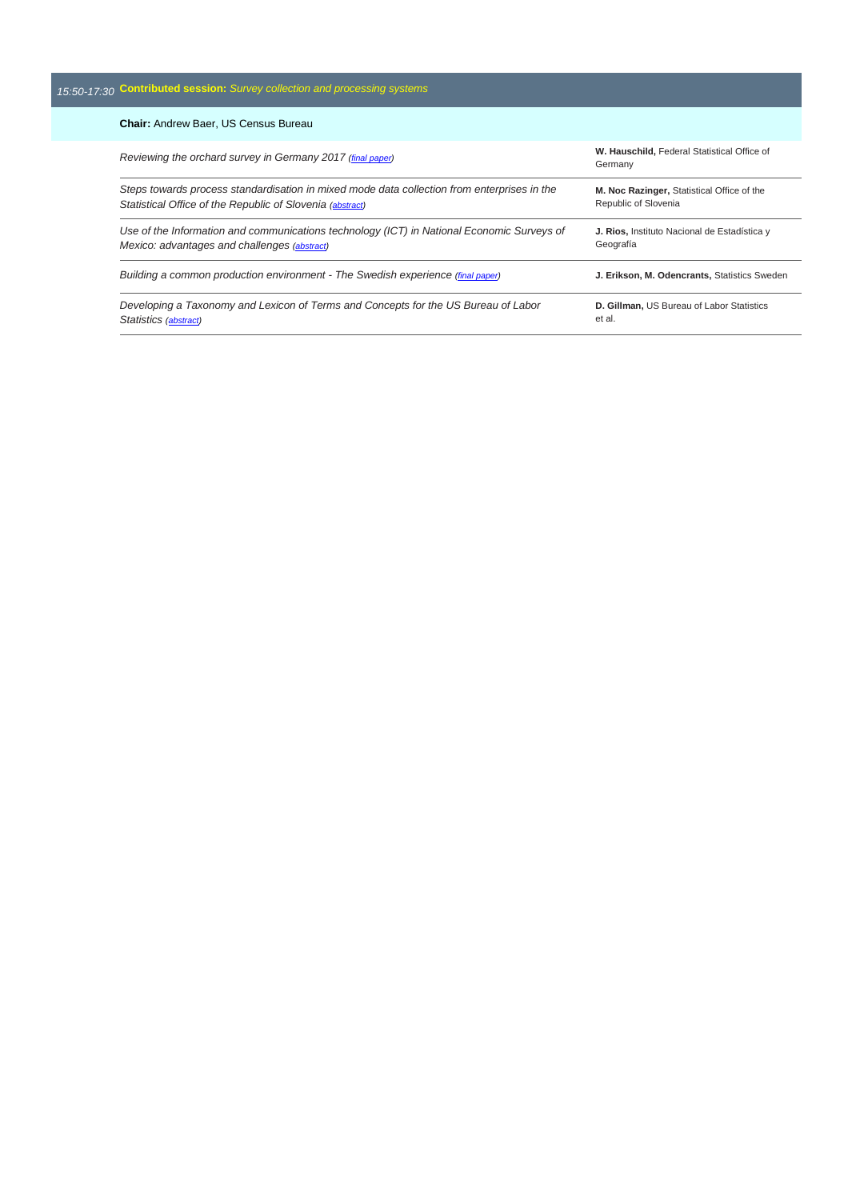*15:50-17:30* **Contributed session:** *Survey collection and processing systems*

**Chair:** Andrew Baer, US Census Bureau

| | |
|---|---|
| *Reviewing the orchard survey in Germany 2017 (final paper)* | **W. Hauschild,** Federal Statistical Office of Germany |
| *Steps towards process standardisation in mixed mode data collection from enterprises in the Statistical Office of the Republic of Slovenia (abstract)* | **M. Noc Razinger,** Statistical Office of the Republic of Slovenia |
| *Use of the Information and communications technology (ICT) in National Economic Surveys of Mexico: advantages and challenges (abstract)* | **J. Rios,** Instituto Nacional de Estadística y Geografía |
| *Building a common production environment - The Swedish experience (final paper)* | **J. Erikson, M. Odencrants,** Statistics Sweden |
| *Developing a Taxonomy and Lexicon of Terms and Concepts for the US Bureau of Labor Statistics (abstract)* | **D. Gillman,** US Bureau of Labor Statistics et al. |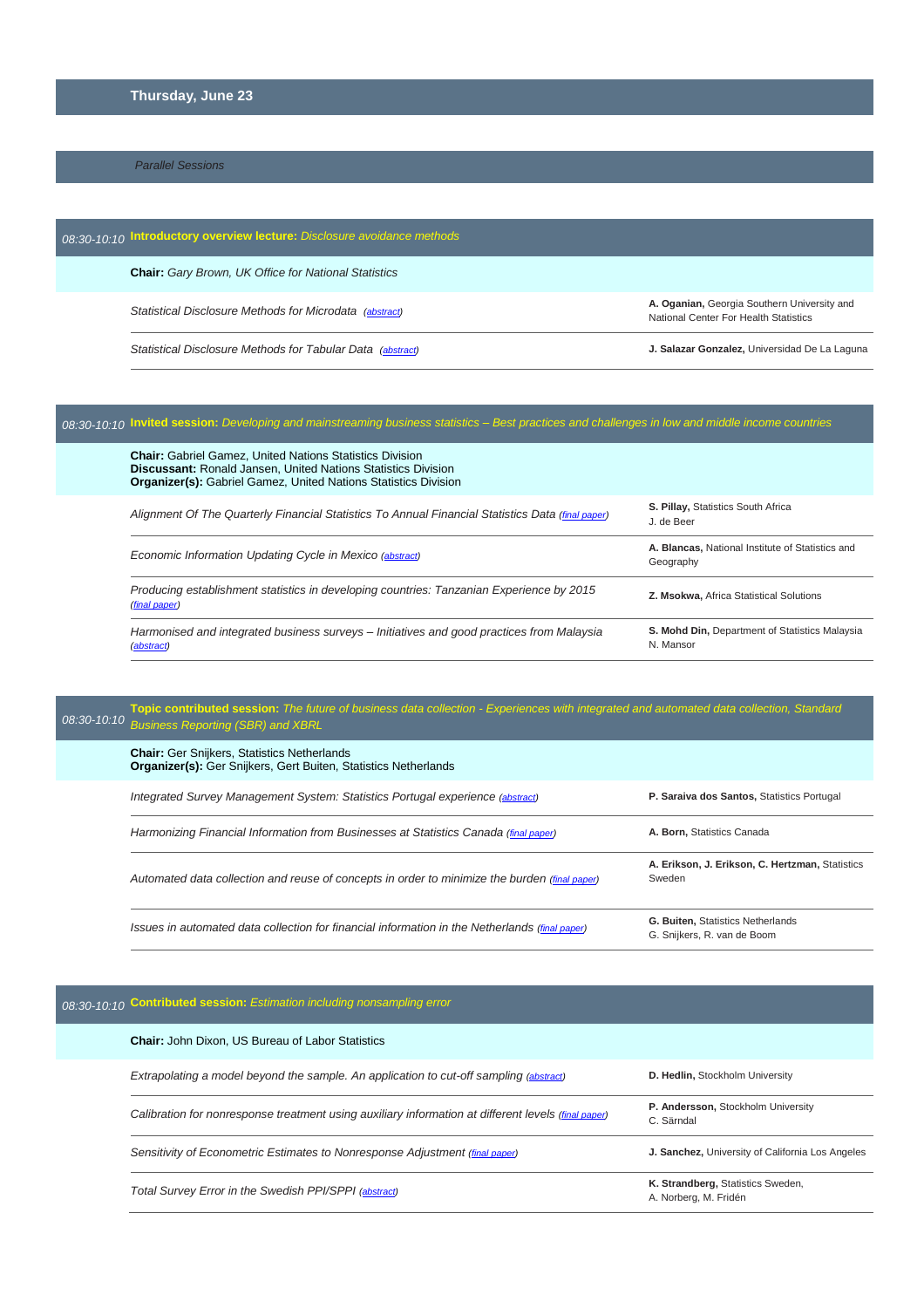# Thursday, June 23

*Parallel Sessions*

## *08:30-10:10* **Introductory overview lecture:** *Disclosure avoidance methods*

**Chair:** *Gary Brown, UK Office for National Statistics*

| | |
|---|---|
| *Statistical Disclosure Methods for Microdata (abstract)* | **A. Oganian,** Georgia Southern University and National Center For Health Statistics |
| *Statistical Disclosure Methods for Tabular Data (abstract)* | **J. Salazar Gonzalez,** Universidad De La Laguna |

## *08:30-10:10* **Invited session:** *Developing and mainstreaming business statistics – Best practices and challenges in low and middle income countries*

**Chair:** Gabriel Gamez, United Nations Statistics Division
**Discussant:** Ronald Jansen, United Nations Statistics Division
**Organizer(s):** Gabriel Gamez, United Nations Statistics Division

| | |
|---|---|
| *Alignment Of The Quarterly Financial Statistics To Annual Financial Statistics Data (final paper)* | **S. Pillay,** Statistics South Africa<br>J. de Beer |
| *Economic Information Updating Cycle in Mexico (abstract)* | **A. Blancas,** National Institute of Statistics and Geography |
| *Producing establishment statistics in developing countries: Tanzanian Experience by 2015 (final paper)* | **Z. Msokwa,** Africa Statistical Solutions |
| *Harmonised and integrated business surveys – Initiatives and good practices from Malaysia (abstract)* | **S. Mohd Din,** Department of Statistics Malaysia<br>N. Mansor |

## *08:30-10:10* **Topic contributed session:** *The future of business data collection - Experiences with integrated and automated data collection, Standard Business Reporting (SBR) and XBRL*

**Chair:** Ger Snijkers, Statistics Netherlands
**Organizer(s):** Ger Snijkers, Gert Buiten, Statistics Netherlands

| | |
|---|---|
| *Integrated Survey Management System: Statistics Portugal experience (abstract)* | **P. Saraiva dos Santos,** Statistics Portugal |
| *Harmonizing Financial Information from Businesses at Statistics Canada (final paper)* | **A. Born,** Statistics Canada |
| *Automated data collection and reuse of concepts in order to minimize the burden (final paper)* | **A. Erikson, J. Erikson, C. Hertzman,** Statistics Sweden |
| *Issues in automated data collection for financial information in the Netherlands (final paper)* | **G. Buiten,** Statistics Netherlands<br>G. Snijkers, R. van de Boom |

## *08:30-10:10* **Contributed session:** *Estimation including nonsampling error*

**Chair:** John Dixon, US Bureau of Labor Statistics

| | |
|---|---|
| *Extrapolating a model beyond the sample. An application to cut-off sampling (abstract)* | **D. Hedlin,** Stockholm University |
| *Calibration for nonresponse treatment using auxiliary information at different levels (final paper)* | **P. Andersson,** Stockholm University<br>C. Särndal |
| *Sensitivity of Econometric Estimates to Nonresponse Adjustment (final paper)* | **J. Sanchez,** University of California Los Angeles |
| *Total Survey Error in the Swedish PPI/SPPI (abstract)* | **K. Strandberg,** Statistics Sweden,<br>A. Norberg, M. Fridén |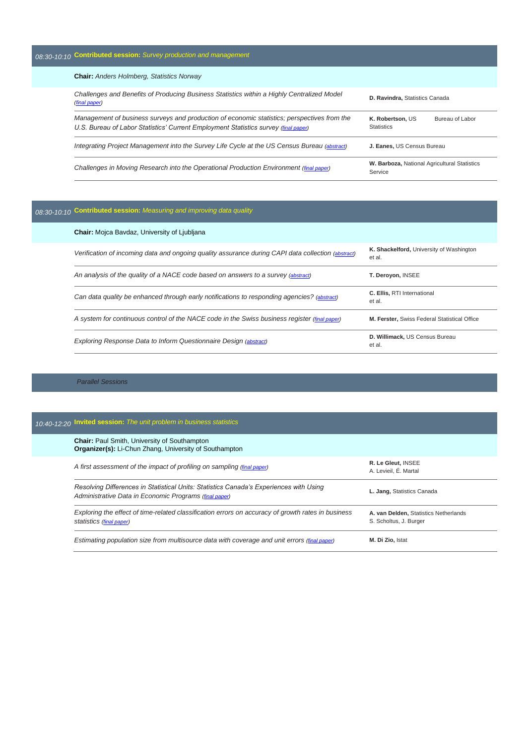## 08:30-10:10 **Contributed session:** *Survey production and management*

**Chair:** *Anders Holmberg, Statistics Norway*

| Paper | Author |
| --- | --- |
| *Challenges and Benefits of Producing Business Statistics within a Highly Centralized Model (final paper)* | **D. Ravindra,** Statistics Canada |
| *Management of business surveys and production of economic statistics; perspectives from the U.S. Bureau of Labor Statistics' Current Employment Statistics survey (final paper)* | **K. Robertson,** US Bureau of Labor Statistics |
| *Integrating Project Management into the Survey Life Cycle at the US Census Bureau (abstract)* | **J. Eanes,** US Census Bureau |
| *Challenges in Moving Research into the Operational Production Environment (final paper)* | **W. Barboza,** National Agricultural Statistics Service |

## 08:30-10:10 **Contributed session:** *Measuring and improving data quality*

**Chair:** Mojca Bavdaz, University of Ljubljana

| Paper | Author |
| --- | --- |
| *Verification of incoming data and ongoing quality assurance during CAPI data collection (abstract)* | **K. Shackelford,** University of Washington et al. |
| *An analysis of the quality of a NACE code based on answers to a survey (abstract)* | **T. Deroyon,** INSEE |
| *Can data quality be enhanced through early notifications to responding agencies? (abstract)* | **C. Ellis,** RTI International et al. |
| *A system for continuous control of the NACE code in the Swiss business register (final paper)* | **M. Ferster,** Swiss Federal Statistical Office |
| *Exploring Response Data to Inform Questionnaire Design (abstract)* | **D. Willimack,** US Census Bureau et al. |

*Parallel Sessions*

## 10:40-12:20 **Invited session:** *The unit problem in business statistics*

**Chair:** Paul Smith, University of Southampton
**Organizer(s):** Li-Chun Zhang, University of Southampton

| Paper | Author |
| --- | --- |
| *A first assessment of the impact of profiling on sampling (final paper)* | **R. Le Gleut,** INSEE<br>A. Levieil, É. Martal |
| *Resolving Differences in Statistical Units: Statistics Canada's Experiences with Using Administrative Data in Economic Programs (final paper)* | **L. Jang,** Statistics Canada |
| *Exploring the effect of time-related classification errors on accuracy of growth rates in business statistics (final paper)* | **A. van Delden,** Statistics Netherlands<br>S. Scholtus, J. Burger |
| *Estimating population size from multisource data with coverage and unit errors (final paper)* | **M. Di Zio,** Istat |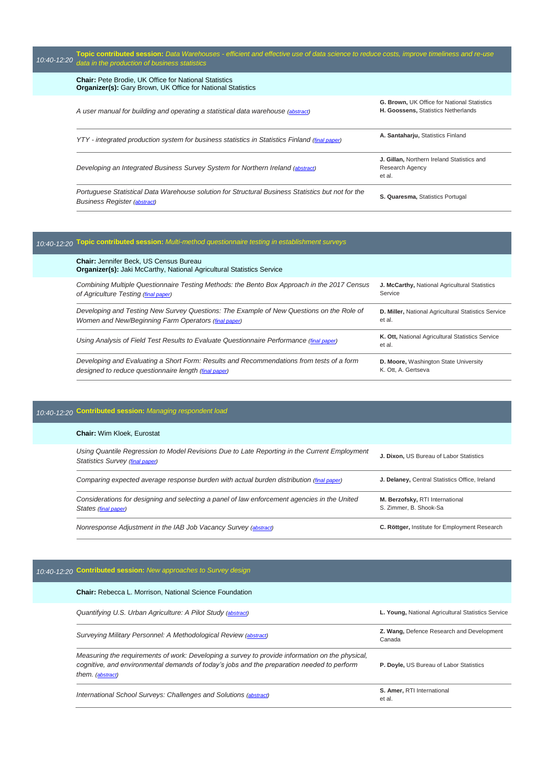## 10:40-12:20 **Topic contributed session:** *Data Warehouses - efficient and effective use of data science to reduce costs, improve timeliness and re-use data in the production of business statistics*

**Chair:** Pete Brodie, UK Office for National Statistics
**Organizer(s):** Gary Brown, UK Office for National Statistics

| Paper | Authors |
|---|---|
| *A user manual for building and operating a statistical data warehouse* (abstract) | **G. Brown,** UK Office for National Statistics<br>**H. Goossens,** Statistics Netherlands |
| *YTY - integrated production system for business statistics in Statistics Finland* (final paper) | **A. Santaharju,** Statistics Finland |
| *Developing an Integrated Business Survey System for Northern Ireland* (abstract) | **J. Gillan,** Northern Ireland Statistics and Research Agency<br>et al. |
| *Portuguese Statistical Data Warehouse solution for Structural Business Statistics but not for the Business Register* (abstract) | **S. Quaresma,** Statistics Portugal |

## 10:40-12:20 **Topic contributed session:** *Multi-method questionnaire testing in establishment surveys*

**Chair:** Jennifer Beck, US Census Bureau
**Organizer(s):** Jaki McCarthy, National Agricultural Statistics Service

| Paper | Authors |
|---|---|
| *Combining Multiple Questionnaire Testing Methods: the Bento Box Approach in the 2017 Census of Agriculture Testing* (final paper) | **J. McCarthy,** National Agricultural Statistics Service |
| *Developing and Testing New Survey Questions: The Example of New Questions on the Role of Women and New/Beginning Farm Operators* (final paper) | **D. Miller,** National Agricultural Statistics Service<br>et al. |
| *Using Analysis of Field Test Results to Evaluate Questionnaire Performance* (final paper) | **K. Ott,** National Agricultural Statistics Service<br>et al. |
| *Developing and Evaluating a Short Form: Results and Recommendations from tests of a form designed to reduce questionnaire length* (final paper) | **D. Moore,** Washington State University<br>K. Ott, A. Gertseva |

## 10:40-12:20 **Contributed session:** *Managing respondent load*

**Chair:** Wim Kloek, Eurostat

| Paper | Authors |
|---|---|
| *Using Quantile Regression to Model Revisions Due to Late Reporting in the Current Employment Statistics Survey* (final paper) | **J. Dixon,** US Bureau of Labor Statistics |
| *Comparing expected average response burden with actual burden distribution* (final paper) | **J. Delaney,** Central Statistics Office, Ireland |
| *Considerations for designing and selecting a panel of law enforcement agencies in the United States* (final paper) | **M. Berzofsky,** RTI International<br>S. Zimmer, B. Shook-Sa |
| *Nonresponse Adjustment in the IAB Job Vacancy Survey* (abstract) | **C. Röttger,** Institute for Employment Research |

## 10:40-12:20 **Contributed session:** *New approaches to Survey design*

**Chair:** Rebecca L. Morrison, National Science Foundation

| Paper | Authors |
|---|---|
| *Quantifying U.S. Urban Agriculture: A Pilot Study* (abstract) | **L. Young,** National Agricultural Statistics Service |
| *Surveying Military Personnel: A Methodological Review* (abstract) | **Z. Wang,** Defence Research and Development Canada |
| *Measuring the requirements of work: Developing a survey to provide information on the physical, cognitive, and environmental demands of today's jobs and the preparation needed to perform them.* (abstract) | **P. Doyle,** US Bureau of Labor Statistics |
| *International School Surveys: Challenges and Solutions* (abstract) | **S. Amer,** RTI International<br>et al. |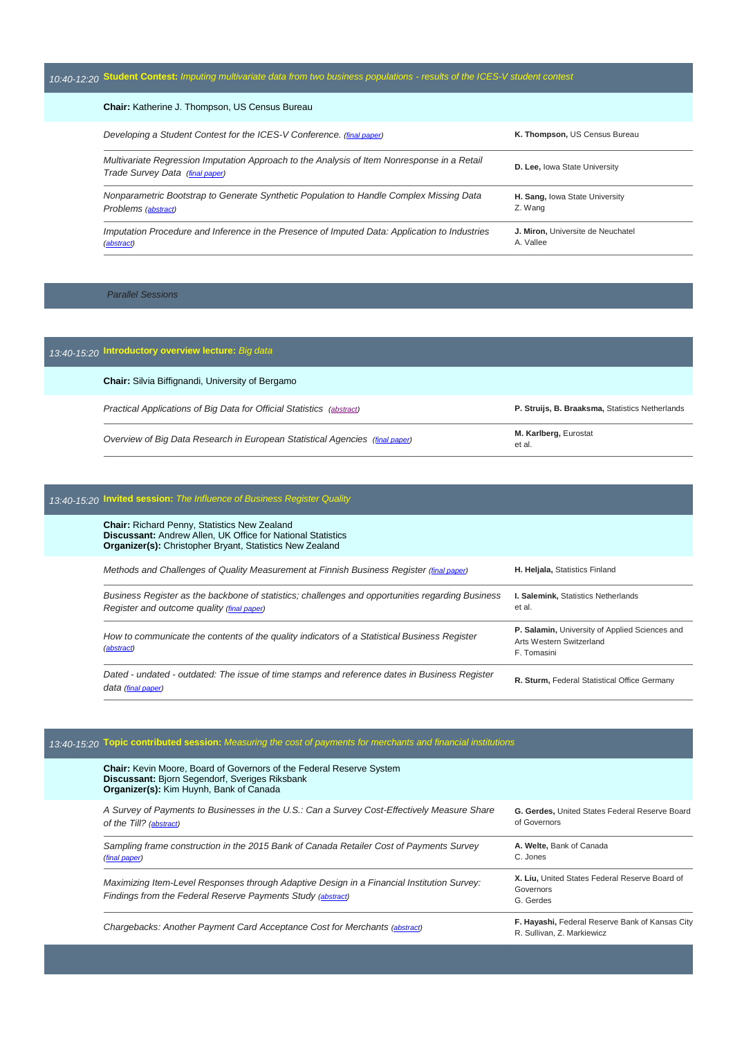## 10:40-12:20 **Student Contest:** *Imputing multivariate data from two business populations - results of the ICES-V student contest*

**Chair:** Katherine J. Thompson, US Census Bureau

| Title | Authors |
|---|---|
| *Developing a Student Contest for the ICES-V Conference.* (final paper) | **K. Thompson,** US Census Bureau |
| *Multivariate Regression Imputation Approach to the Analysis of Item Nonresponse in a Retail Trade Survey Data* (final paper) | **D. Lee,** Iowa State University |
| *Nonparametric Bootstrap to Generate Synthetic Population to Handle Complex Missing Data Problems* (abstract) | **H. Sang,** Iowa State University<br>Z. Wang |
| *Imputation Procedure and Inference in the Presence of Imputed Data: Application to Industries* (abstract) | **J. Miron,** Universite de Neuchatel<br>A. Vallee |

*Parallel Sessions*

## 13:40-15:20 **Introductory overview lecture:** *Big data*

**Chair:** Silvia Biffignandi, University of Bergamo

| Title | Authors |
|---|---|
| *Practical Applications of Big Data for Official Statistics* (abstract) | **P. Struijs, B. Braaksma,** Statistics Netherlands |
| *Overview of Big Data Research in European Statistical Agencies* (final paper) | **M. Karlberg,** Eurostat<br>et al. |

## 13:40-15:20 **Invited session:** *The Influence of Business Register Quality*

**Chair:** Richard Penny, Statistics New Zealand
**Discussant:** Andrew Allen, UK Office for National Statistics
**Organizer(s):** Christopher Bryant, Statistics New Zealand

| Title | Authors |
|---|---|
| *Methods and Challenges of Quality Measurement at Finnish Business Register* (final paper) | **H. Heljala,** Statistics Finland |
| *Business Register as the backbone of statistics; challenges and opportunities regarding Business Register and outcome quality* (final paper) | **I. Salemink,** Statistics Netherlands<br>et al. |
| *How to communicate the contents of the quality indicators of a Statistical Business Register* (abstract) | **P. Salamin,** University of Applied Sciences and Arts Western Switzerland<br>F. Tomasini |
| *Dated - undated - outdated: The issue of time stamps and reference dates in Business Register data* (final paper) | **R. Sturm,** Federal Statistical Office Germany |

## 13:40-15:20 **Topic contributed session:** *Measuring the cost of payments for merchants and financial institutions*

**Chair:** Kevin Moore, Board of Governors of the Federal Reserve System
**Discussant:** Bjorn Segendorf, Sveriges Riksbank
**Organizer(s):** Kim Huynh, Bank of Canada

| Title | Authors |
|---|---|
| *A Survey of Payments to Businesses in the U.S.: Can a Survey Cost-Effectively Measure Share of the Till?* (abstract) | **G. Gerdes,** United States Federal Reserve Board of Governors |
| *Sampling frame construction in the 2015 Bank of Canada Retailer Cost of Payments Survey* (final paper) | **A. Welte,** Bank of Canada<br>C. Jones |
| *Maximizing Item-Level Responses through Adaptive Design in a Financial Institution Survey: Findings from the Federal Reserve Payments Study* (abstract) | **X. Liu,** United States Federal Reserve Board of Governors<br>G. Gerdes |
| *Chargebacks: Another Payment Card Acceptance Cost for Merchants* (abstract) | **F. Hayashi,** Federal Reserve Bank of Kansas City<br>R. Sullivan, Z. Markiewicz |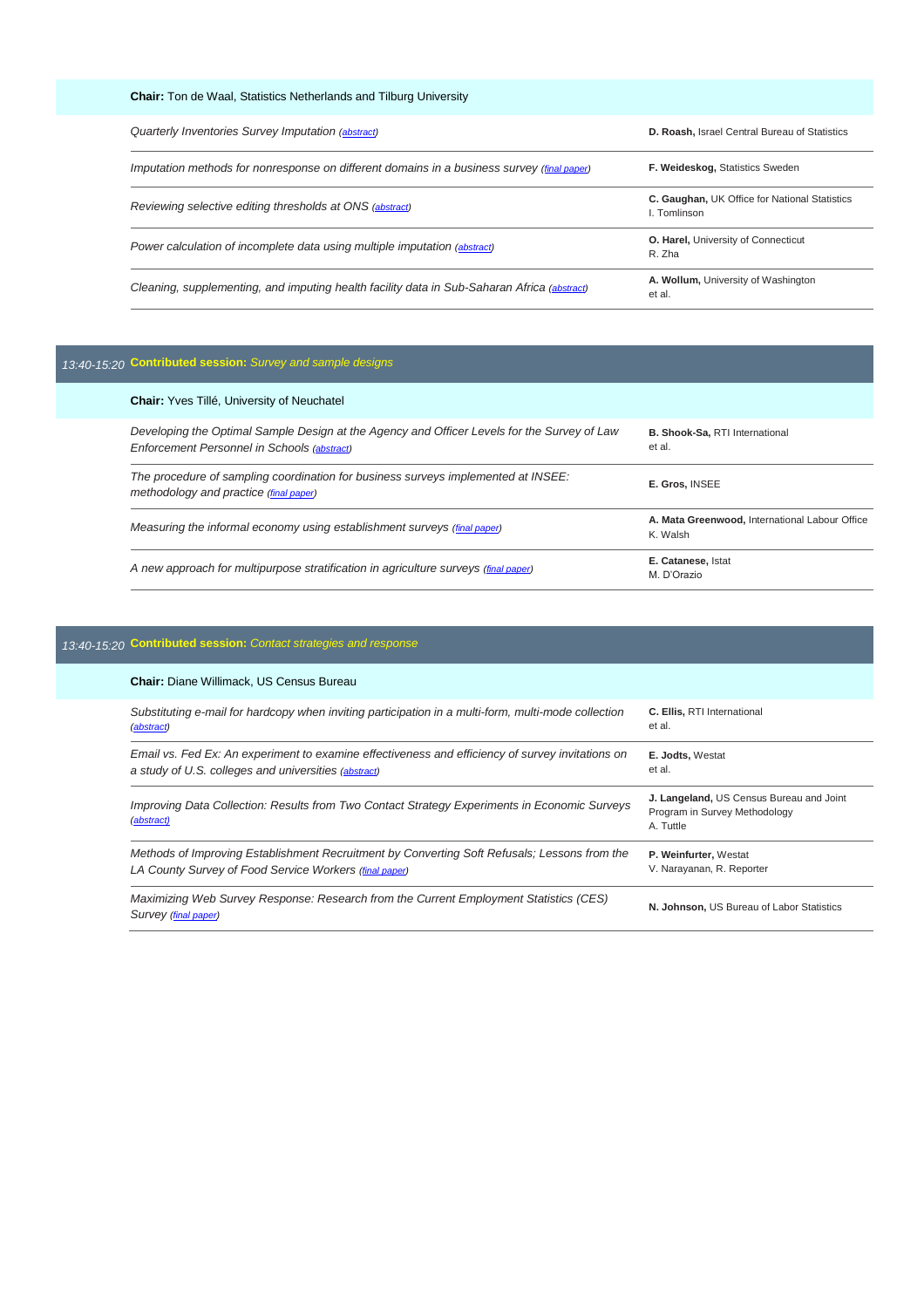**Chair:** Ton de Waal, Statistics Netherlands and Tilburg University

| | |
|---|---|
| *Quarterly Inventories Survey Imputation* (abstract) | **D. Roash,** Israel Central Bureau of Statistics |
| *Imputation methods for nonresponse on different domains in a business survey* (final paper) | **F. Weideskog,** Statistics Sweden |
| *Reviewing selective editing thresholds at ONS* (abstract) | **C. Gaughan,** UK Office for National Statistics<br>I. Tomlinson |
| *Power calculation of incomplete data using multiple imputation* (abstract) | **O. Harel,** University of Connecticut<br>R. Zha |
| *Cleaning, supplementing, and imputing health facility data in Sub-Saharan Africa* (abstract) | **A. Wollum,** University of Washington<br>et al. |

## *13:40-15:20* **Contributed session:** *Survey and sample designs*

**Chair:** Yves Tillé, University of Neuchatel

| | |
|---|---|
| *Developing the Optimal Sample Design at the Agency and Officer Levels for the Survey of Law Enforcement Personnel in Schools* (abstract) | **B. Shook-Sa,** RTI International<br>et al. |
| *The procedure of sampling coordination for business surveys implemented at INSEE: methodology and practice* (final paper) | **E. Gros,** INSEE |
| *Measuring the informal economy using establishment surveys* (final paper) | **A. Mata Greenwood,** International Labour Office<br>K. Walsh |
| *A new approach for multipurpose stratification in agriculture surveys* (final paper) | **E. Catanese,** Istat<br>M. D'Orazio |

## *13:40-15:20* **Contributed session:** *Contact strategies and response*

**Chair:** Diane Willimack, US Census Bureau

| | |
|---|---|
| *Substituting e-mail for hardcopy when inviting participation in a multi-form, multi-mode collection* (abstract) | **C. Ellis,** RTI International<br>et al. |
| *Email vs. Fed Ex: An experiment to examine effectiveness and efficiency of survey invitations on a study of U.S. colleges and universities* (abstract) | **E. Jodts,** Westat<br>et al. |
| *Improving Data Collection: Results from Two Contact Strategy Experiments in Economic Surveys* (abstract) | **J. Langeland,** US Census Bureau and Joint Program in Survey Methodology<br>A. Tuttle |
| *Methods of Improving Establishment Recruitment by Converting Soft Refusals; Lessons from the LA County Survey of Food Service Workers* (final paper) | **P. Weinfurter,** Westat<br>V. Narayanan, R. Reporter |
| *Maximizing Web Survey Response: Research from the Current Employment Statistics (CES) Survey* (final paper) | **N. Johnson,** US Bureau of Labor Statistics |